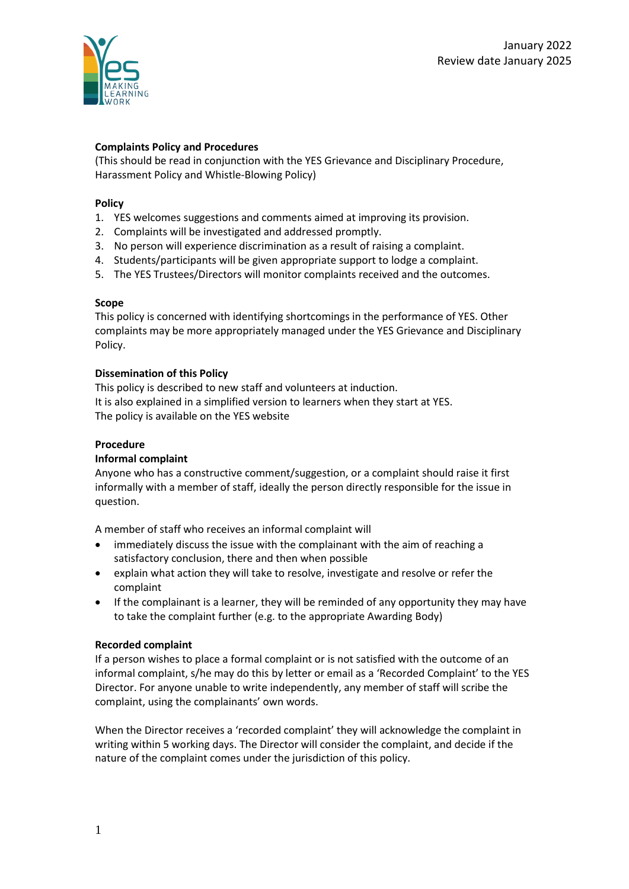January 2022
Review date January 2025

**Complaints Policy and Procedures**
(This should be read in conjunction with the YES Grievance and Disciplinary Procedure, Harassment Policy and Whistle-Blowing Policy)

**Policy**

1. YES welcomes suggestions and comments aimed at improving its provision.
2. Complaints will be investigated and addressed promptly.
3. No person will experience discrimination as a result of raising a complaint.
4. Students/participants will be given appropriate support to lodge a complaint.
5. The YES Trustees/Directors will monitor complaints received and the outcomes.

**Scope**
This policy is concerned with identifying shortcomings in the performance of YES. Other complaints may be more appropriately managed under the YES Grievance and Disciplinary Policy.

**Dissemination of this Policy**
This policy is described to new staff and volunteers at induction.
It is also explained in a simplified version to learners when they start at YES.
The policy is available on the YES website

**Procedure**

**Informal complaint**
Anyone who has a constructive comment/suggestion, or a complaint should raise it first informally with a member of staff, ideally the person directly responsible for the issue in question.

A member of staff who receives an informal complaint will

- immediately discuss the issue with the complainant with the aim of reaching a satisfactory conclusion, there and then when possible
- explain what action they will take to resolve, investigate and resolve or refer the complaint
- If the complainant is a learner, they will be reminded of any opportunity they may have to take the complaint further (e.g. to the appropriate Awarding Body)

**Recorded complaint**
If a person wishes to place a formal complaint or is not satisfied with the outcome of an informal complaint, s/he may do this by letter or email as a 'Recorded Complaint' to the YES Director. For anyone unable to write independently, any member of staff will scribe the complaint, using the complainants' own words.

When the Director receives a 'recorded complaint' they will acknowledge the complaint in writing within 5 working days. The Director will consider the complaint, and decide if the nature of the complaint comes under the jurisdiction of this policy.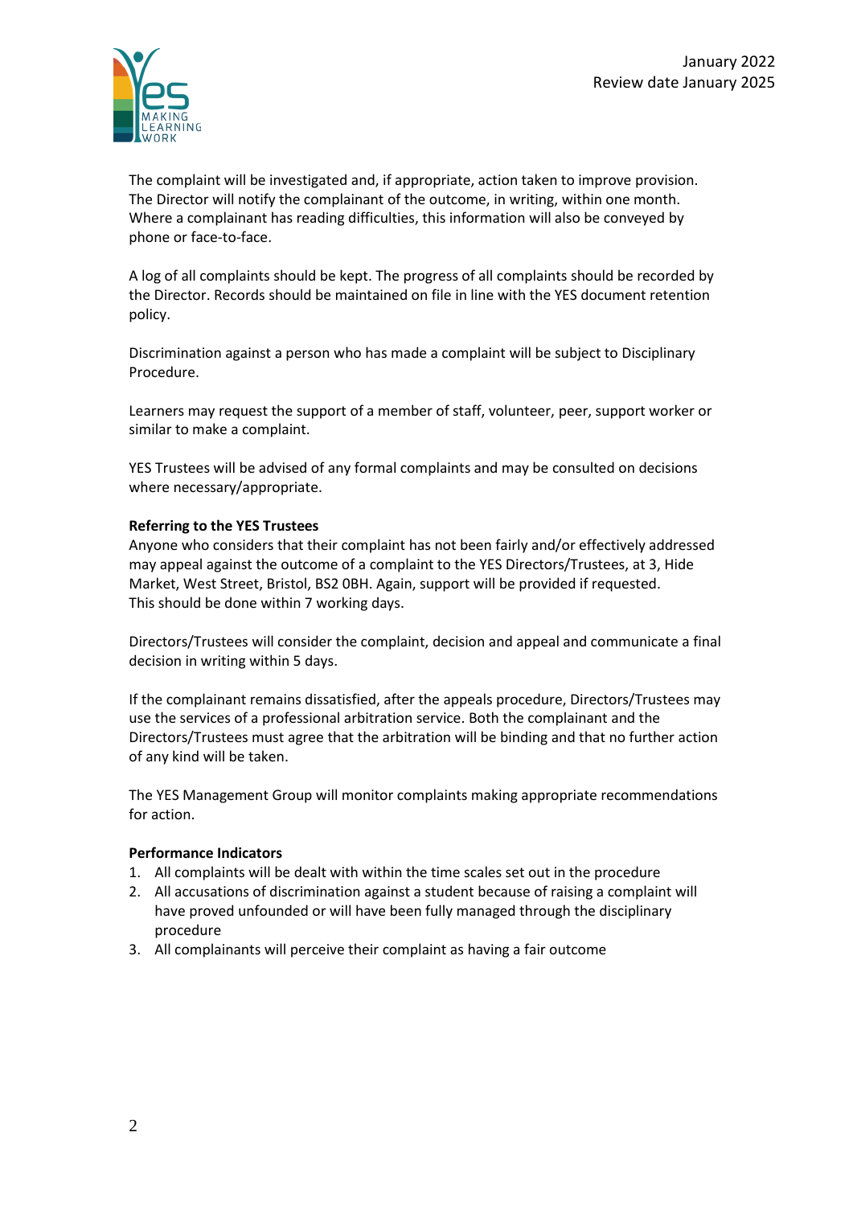The complaint will be investigated and, if appropriate, action taken to improve provision. The Director will notify the complainant of the outcome, in writing, within one month. Where a complainant has reading difficulties, this information will also be conveyed by phone or face-to-face.

A log of all complaints should be kept. The progress of all complaints should be recorded by the Director. Records should be maintained on file in line with the YES document retention policy.

Discrimination against a person who has made a complaint will be subject to Disciplinary Procedure.

Learners may request the support of a member of staff, volunteer, peer, support worker or similar to make a complaint.

YES Trustees will be advised of any formal complaints and may be consulted on decisions where necessary/appropriate.

**Referring to the YES Trustees**

Anyone who considers that their complaint has not been fairly and/or effectively addressed may appeal against the outcome of a complaint to the YES Directors/Trustees, at 3, Hide Market, West Street, Bristol, BS2 0BH. Again, support will be provided if requested. This should be done within 7 working days.

Directors/Trustees will consider the complaint, decision and appeal and communicate a final decision in writing within 5 days.

If the complainant remains dissatisfied, after the appeals procedure, Directors/Trustees may use the services of a professional arbitration service. Both the complainant and the Directors/Trustees must agree that the arbitration will be binding and that no further action of any kind will be taken.

The YES Management Group will monitor complaints making appropriate recommendations for action.

**Performance Indicators**

1. All complaints will be dealt with within the time scales set out in the procedure
2. All accusations of discrimination against a student because of raising a complaint will have proved unfounded or will have been fully managed through the disciplinary procedure
3. All complainants will perceive their complaint as having a fair outcome